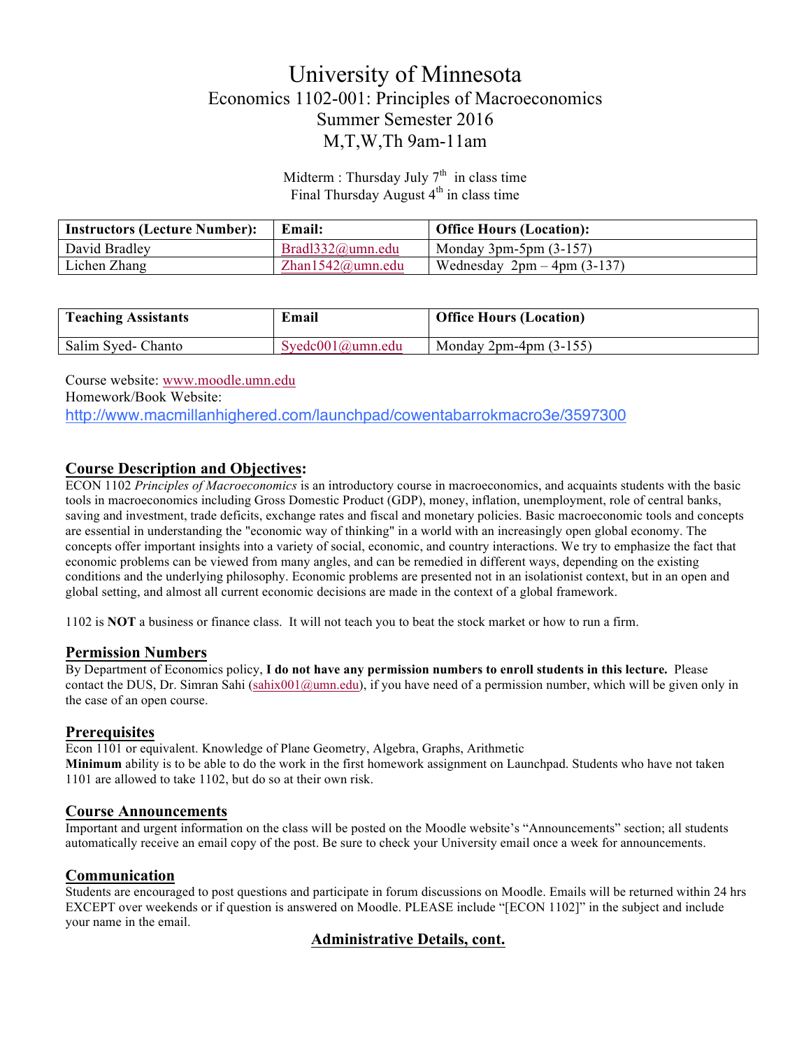# University of Minnesota

## Economics 1102-001: Principles of Macroeconomics

## Summer Semester 2016

## M,T,W,Th 9am-11am

Midterm : Thursday July 7th in class time
Final Thursday August 4th in class time

| Instructors (Lecture Number): | Email: | Office Hours (Location): |
|---|---|---|
| David Bradley | Bradl332@umn.edu | Monday 3pm-5pm (3-157) |
| Lichen Zhang | Zhan1542@umn.edu | Wednesday 2pm – 4pm (3-137) |

| Teaching Assistants | Email | Office Hours (Location) |
|---|---|---|
| Salim Syed- Chanto | Syedc001@umn.edu | Monday 2pm-4pm (3-155) |

Course website: www.moodle.umn.edu
Homework/Book Website:
http://www.macmillanhighered.com/launchpad/cowentabarrokmacro3e/3597300

## Course Description and Objectives:

ECON 1102 *Principles of Macroeconomics* is an introductory course in macroeconomics, and acquaints students with the basic tools in macroeconomics including Gross Domestic Product (GDP), money, inflation, unemployment, role of central banks, saving and investment, trade deficits, exchange rates and fiscal and monetary policies. Basic macroeconomic tools and concepts are essential in understanding the "economic way of thinking" in a world with an increasingly open global economy. The concepts offer important insights into a variety of social, economic, and country interactions. We try to emphasize the fact that economic problems can be viewed from many angles, and can be remedied in different ways, depending on the existing conditions and the underlying philosophy. Economic problems are presented not in an isolationist context, but in an open and global setting, and almost all current economic decisions are made in the context of a global framework.

1102 is **NOT** a business or finance class. It will not teach you to beat the stock market or how to run a firm.

## Permission Numbers

By Department of Economics policy, **I do not have any permission numbers to enroll students in this lecture.** Please contact the DUS, Dr. Simran Sahi (sahix001@umn.edu), if you have need of a permission number, which will be given only in the case of an open course.

## Prerequisites

Econ 1101 or equivalent. Knowledge of Plane Geometry, Algebra, Graphs, Arithmetic
**Minimum** ability is to be able to do the work in the first homework assignment on Launchpad. Students who have not taken 1101 are allowed to take 1102, but do so at their own risk.

## Course Announcements

Important and urgent information on the class will be posted on the Moodle website's "Announcements" section; all students automatically receive an email copy of the post. Be sure to check your University email once a week for announcements.

## Communication

Students are encouraged to post questions and participate in forum discussions on Moodle. Emails will be returned within 24 hrs EXCEPT over weekends or if question is answered on Moodle. PLEASE include "[ECON 1102]" in the subject and include your name in the email.

## Administrative Details, cont.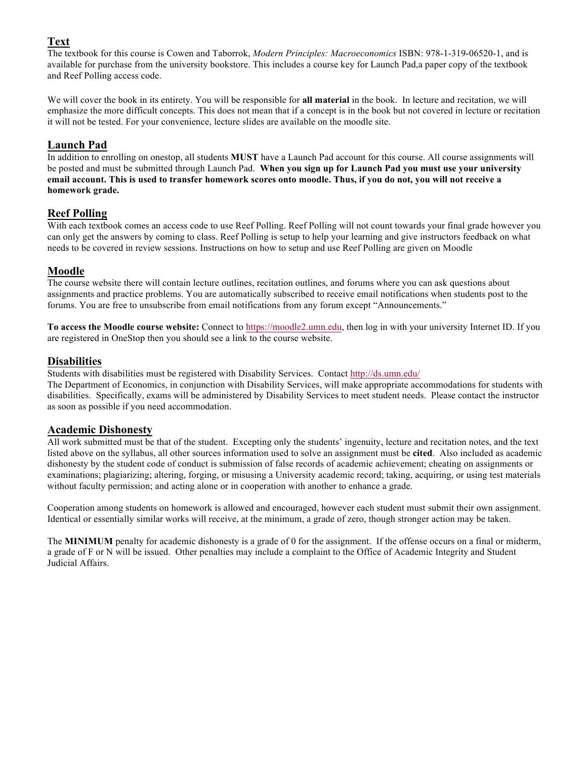## Text

The textbook for this course is Cowen and Taborrok, *Modern Principles: Macroeconomics* ISBN: 978-1-319-06520-1, and is available for purchase from the university bookstore. This includes a course key for Launch Pad,a paper copy of the textbook and Reef Polling access code.

We will cover the book in its entirety. You will be responsible for **all material** in the book. In lecture and recitation, we will emphasize the more difficult concepts. This does not mean that if a concept is in the book but not covered in lecture or recitation it will not be tested. For your convenience, lecture slides are available on the moodle site.

## Launch Pad

In addition to enrolling on onestop, all students **MUST** have a Launch Pad account for this course. All course assignments will be posted and must be submitted through Launch Pad. **When you sign up for Launch Pad you must use your university email account. This is used to transfer homework scores onto moodle. Thus, if you do not, you will not receive a homework grade.**

## Reef Polling

With each textbook comes an access code to use Reef Polling. Reef Polling will not count towards your final grade however you can only get the answers by coming to class. Reef Polling is setup to help your learning and give instructors feedback on what needs to be covered in review sessions. Instructions on how to setup and use Reef Polling are given on Moodle

## Moodle

The course website there will contain lecture outlines, recitation outlines, and forums where you can ask questions about assignments and practice problems. You are automatically subscribed to receive email notifications when students post to the forums. You are free to unsubscribe from email notifications from any forum except "Announcements."

**To access the Moodle course website:** Connect to https://moodle2.umn.edu, then log in with your university Internet ID. If you are registered in OneStop then you should see a link to the course website.

## Disabilities

Students with disabilities must be registered with Disability Services. Contact http://ds.umn.edu/
The Department of Economics, in conjunction with Disability Services, will make appropriate accommodations for students with disabilities. Specifically, exams will be administered by Disability Services to meet student needs. Please contact the instructor as soon as possible if you need accommodation.

## Academic Dishonesty

All work submitted must be that of the student. Excepting only the students' ingenuity, lecture and recitation notes, and the text listed above on the syllabus, all other sources information used to solve an assignment must be **cited**. Also included as academic dishonesty by the student code of conduct is submission of false records of academic achievement; cheating on assignments or examinations; plagiarizing; altering, forging, or misusing a University academic record; taking, acquiring, or using test materials without faculty permission; and acting alone or in cooperation with another to enhance a grade.

Cooperation among students on homework is allowed and encouraged, however each student must submit their own assignment. Identical or essentially similar works will receive, at the minimum, a grade of zero, though stronger action may be taken.

The **MINIMUM** penalty for academic dishonesty is a grade of 0 for the assignment. If the offense occurs on a final or midterm, a grade of F or N will be issued. Other penalties may include a complaint to the Office of Academic Integrity and Student Judicial Affairs.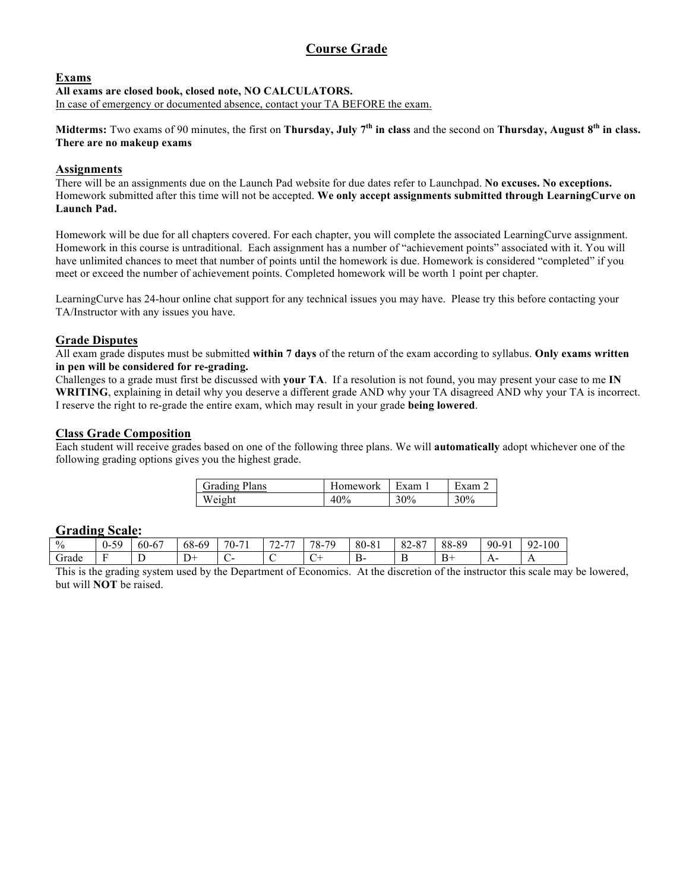# Course Grade

## Exams

**All exams are closed book, closed note, NO CALCULATORS.**
In case of emergency or documented absence, contact your TA BEFORE the exam.

**Midterms:** Two exams of 90 minutes, the first on **Thursday, July 7th in class** and the second on **Thursday, August 8th in class. There are no makeup exams**

## Assignments

There will be an assignments due on the Launch Pad website for due dates refer to Launchpad. **No excuses. No exceptions.** Homework submitted after this time will not be accepted. **We only accept assignments submitted through LearningCurve on Launch Pad.**

Homework will be due for all chapters covered. For each chapter, you will complete the associated LearningCurve assignment. Homework in this course is untraditional. Each assignment has a number of "achievement points" associated with it. You will have unlimited chances to meet that number of points until the homework is due. Homework is considered "completed" if you meet or exceed the number of achievement points. Completed homework will be worth 1 point per chapter.

LearningCurve has 24-hour online chat support for any technical issues you may have. Please try this before contacting your TA/Instructor with any issues you have.

## Grade Disputes

All exam grade disputes must be submitted **within 7 days** of the return of the exam according to syllabus. **Only exams written in pen will be considered for re-grading.**
Challenges to a grade must first be discussed with **your TA**. If a resolution is not found, you may present your case to me **IN WRITING**, explaining in detail why you deserve a different grade AND why your TA disagreed AND why your TA is incorrect. I reserve the right to re-grade the entire exam, which may result in your grade **being lowered**.

## Class Grade Composition

Each student will receive grades based on one of the following three plans. We will **automatically** adopt whichever one of the following grading options gives you the highest grade.

| Grading Plans | Homework | Exam 1 | Exam 2 |
|---|---|---|---|
| Weight | 40% | 30% | 30% |

## Grading Scale:

| % | 0-59 | 60-67 | 68-69 | 70-71 | 72-77 | 78-79 | 80-81 | 82-87 | 88-89 | 90-91 | 92-100 |
|---|---|---|---|---|---|---|---|---|---|---|---|
| Grade | F | D | D+ | C- | C | C+ | B- | B | B+ | A- | A |

This is the grading system used by the Department of Economics. At the discretion of the instructor this scale may be lowered, but will **NOT** be raised.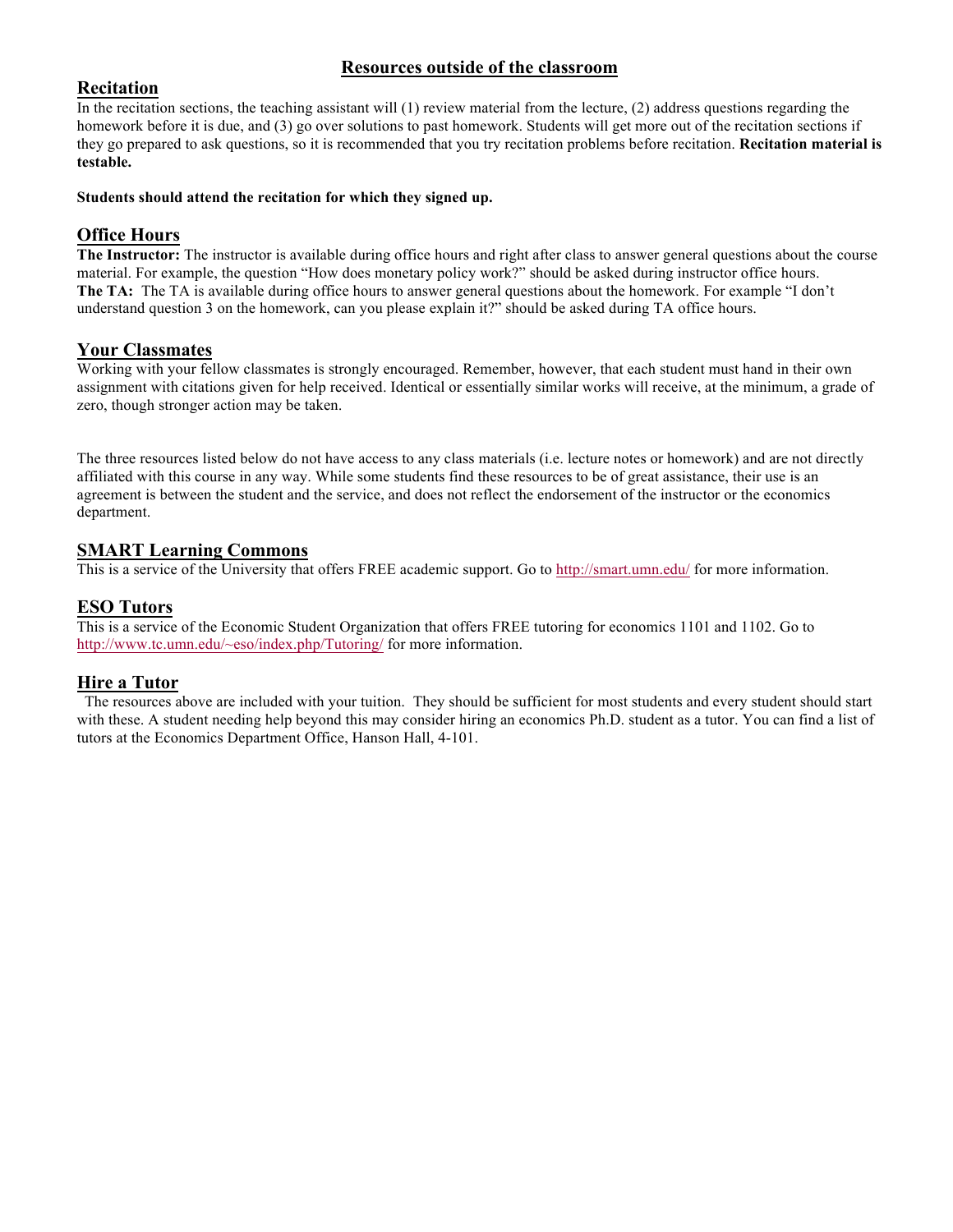# Resources outside of the classroom

## Recitation

In the recitation sections, the teaching assistant will (1) review material from the lecture, (2) address questions regarding the homework before it is due, and (3) go over solutions to past homework. Students will get more out of the recitation sections if they go prepared to ask questions, so it is recommended that you try recitation problems before recitation. **Recitation material is testable.**

**Students should attend the recitation for which they signed up.**

## Office Hours

**The Instructor:** The instructor is available during office hours and right after class to answer general questions about the course material. For example, the question "How does monetary policy work?" should be asked during instructor office hours.
**The TA:** The TA is available during office hours to answer general questions about the homework. For example "I don't understand question 3 on the homework, can you please explain it?" should be asked during TA office hours.

## Your Classmates

Working with your fellow classmates is strongly encouraged. Remember, however, that each student must hand in their own assignment with citations given for help received. Identical or essentially similar works will receive, at the minimum, a grade of zero, though stronger action may be taken.

The three resources listed below do not have access to any class materials (i.e. lecture notes or homework) and are not directly affiliated with this course in any way. While some students find these resources to be of great assistance, their use is an agreement is between the student and the service, and does not reflect the endorsement of the instructor or the economics department.

## SMART Learning Commons

This is a service of the University that offers FREE academic support. Go to http://smart.umn.edu/ for more information.

## ESO Tutors

This is a service of the Economic Student Organization that offers FREE tutoring for economics 1101 and 1102. Go to http://www.tc.umn.edu/~eso/index.php/Tutoring/ for more information.

## Hire a Tutor

The resources above are included with your tuition. They should be sufficient for most students and every student should start with these. A student needing help beyond this may consider hiring an economics Ph.D. student as a tutor. You can find a list of tutors at the Economics Department Office, Hanson Hall, 4-101.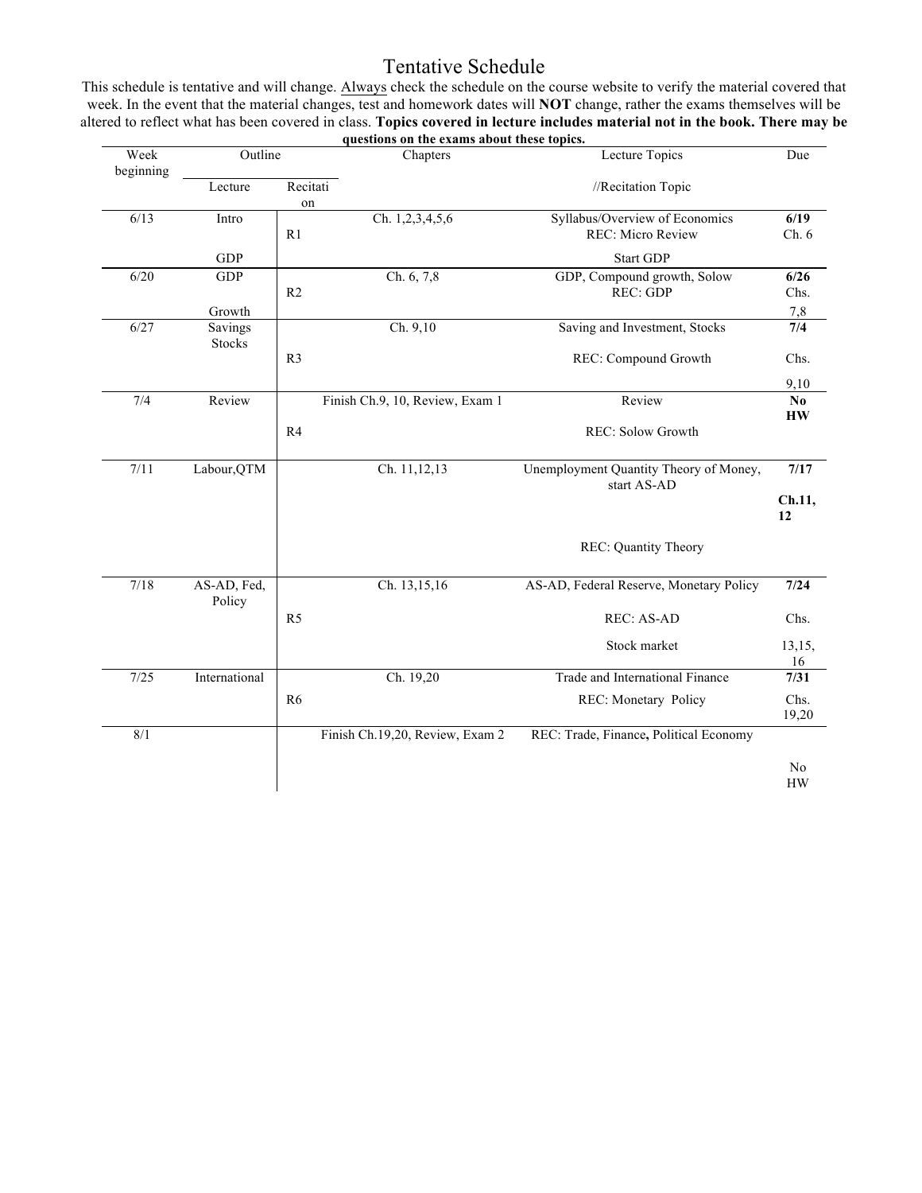# Tentative Schedule

This schedule is tentative and will change. Always check the schedule on the course website to verify the material covered that week. In the event that the material changes, test and homework dates will **NOT** change, rather the exams themselves will be altered to reflect what has been covered in class. **Topics covered in lecture includes material not in the book. There may be questions on the exams about these topics.**

| Week beginning | Outline | | Chapters | Lecture Topics | Due |
|---|---|---|---|---|---|
| | Lecture | Recitation | | //Recitation Topic | |
| 6/13 | Intro | R1 | Ch. 1,2,3,4,5,6 | Syllabus/Overview of Economics<br>REC: Micro Review | **6/19**<br>Ch. 6 |
| | GDP | | | Start GDP | |
| 6/20 | GDP<br>Growth | R2 | Ch. 6, 7,8 | GDP, Compound growth, Solow<br>REC: GDP | **6/26**<br>Chs. 7,8 |
| 6/27 | Savings Stocks | R3 | Ch. 9,10 | Saving and Investment, Stocks<br>REC: Compound Growth | **7/4**<br>Chs. 9,10 |
| 7/4 | Review | R4 | Finish Ch.9, 10, Review, Exam 1 | Review<br>REC: Solow Growth | **No HW** |
| 7/11 | Labour,QTM | | Ch. 11,12,13 | Unemployment Quantity Theory of Money, start AS-AD<br>REC: Quantity Theory | **7/17**<br>**Ch.11, 12** |
| 7/18 | AS-AD, Fed, Policy | R5 | Ch. 13,15,16 | AS-AD, Federal Reserve, Monetary Policy<br>REC: AS-AD<br>Stock market | **7/24**<br>Chs. 13,15, 16 |
| 7/25 | International | R6 | Ch. 19,20 | Trade and International Finance<br>REC: Monetary Policy | **7/31**<br>Chs. 19,20 |
| 8/1 | | | Finish Ch.19,20, Review, Exam 2 | REC: Trade, Finance**,** Political Economy | No HW |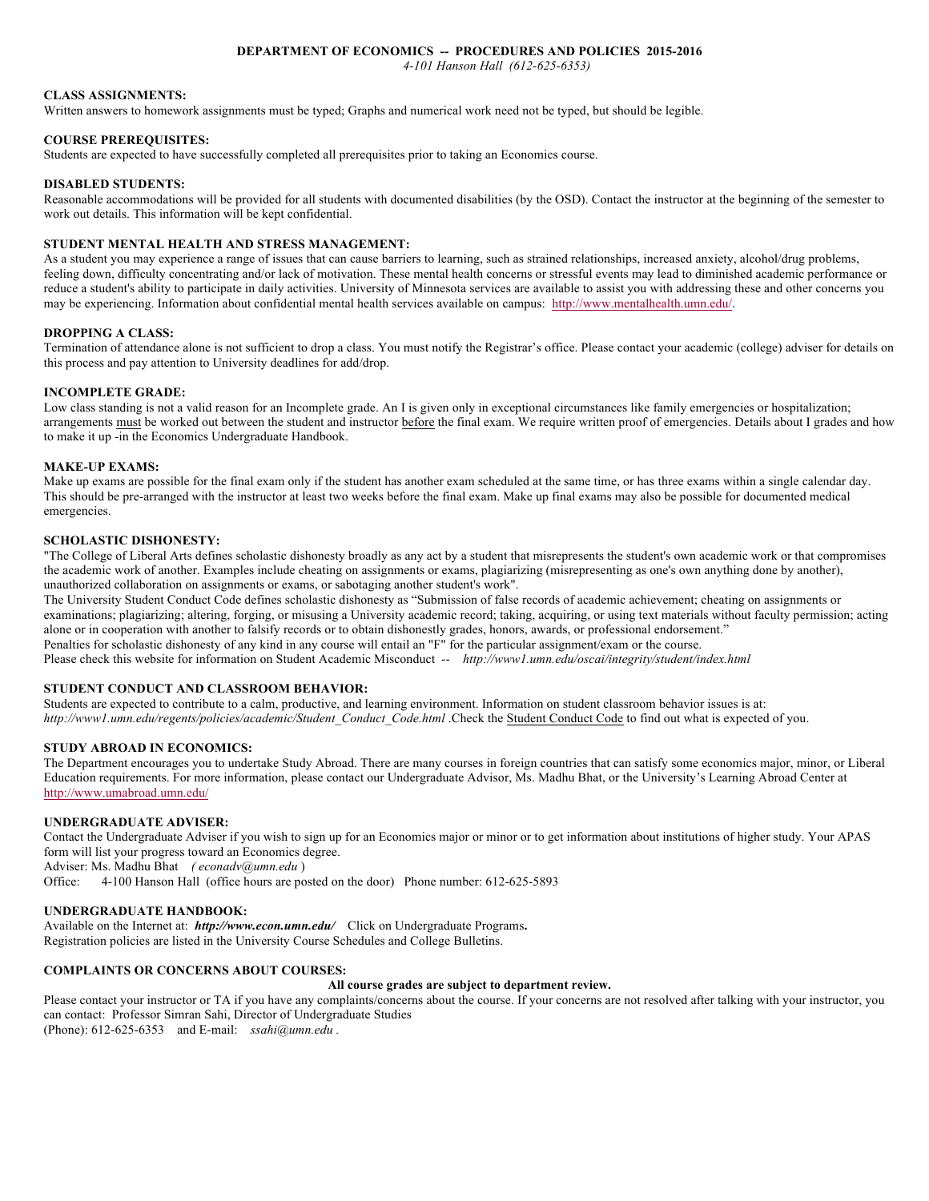# DEPARTMENT OF ECONOMICS -- PROCEDURES AND POLICIES 2015-2016

*4-101 Hanson Hall (612-625-6353)*

**CLASS ASSIGNMENTS:**

Written answers to homework assignments must be typed; Graphs and numerical work need not be typed, but should be legible.

**COURSE PREREQUISITES:**

Students are expected to have successfully completed all prerequisites prior to taking an Economics course.

**DISABLED STUDENTS:**

Reasonable accommodations will be provided for all students with documented disabilities (by the OSD). Contact the instructor at the beginning of the semester to work out details. This information will be kept confidential.

**STUDENT MENTAL HEALTH AND STRESS MANAGEMENT:**

As a student you may experience a range of issues that can cause barriers to learning, such as strained relationships, increased anxiety, alcohol/drug problems, feeling down, difficulty concentrating and/or lack of motivation. These mental health concerns or stressful events may lead to diminished academic performance or reduce a student's ability to participate in daily activities. University of Minnesota services are available to assist you with addressing these and other concerns you may be experiencing. Information about confidential mental health services available on campus: http://www.mentalhealth.umn.edu/.

**DROPPING A CLASS:**

Termination of attendance alone is not sufficient to drop a class. You must notify the Registrar's office. Please contact your academic (college) adviser for details on this process and pay attention to University deadlines for add/drop.

**INCOMPLETE GRADE:**

Low class standing is not a valid reason for an Incomplete grade. An I is given only in exceptional circumstances like family emergencies or hospitalization; arrangements must be worked out between the student and instructor before the final exam. We require written proof of emergencies. Details about I grades and how to make it up -in the Economics Undergraduate Handbook.

**MAKE-UP EXAMS:**

Make up exams are possible for the final exam only if the student has another exam scheduled at the same time, or has three exams within a single calendar day. This should be pre-arranged with the instructor at least two weeks before the final exam. Make up final exams may also be possible for documented medical emergencies.

**SCHOLASTIC DISHONESTY:**

"The College of Liberal Arts defines scholastic dishonesty broadly as any act by a student that misrepresents the student's own academic work or that compromises the academic work of another. Examples include cheating on assignments or exams, plagiarizing (misrepresenting as one's own anything done by another), unauthorized collaboration on assignments or exams, or sabotaging another student's work".

The University Student Conduct Code defines scholastic dishonesty as "Submission of false records of academic achievement; cheating on assignments or examinations; plagiarizing; altering, forging, or misusing a University academic record; taking, acquiring, or using text materials without faculty permission; acting alone or in cooperation with another to falsify records or to obtain dishonestly grades, honors, awards, or professional endorsement."

Penalties for scholastic dishonesty of any kind in any course will entail an "F" for the particular assignment/exam or the course.

Please check this website for information on Student Academic Misconduct -- *http://www1.umn.edu/oscai/integrity/student/index.html*

**STUDENT CONDUCT AND CLASSROOM BEHAVIOR:**

Students are expected to contribute to a calm, productive, and learning environment. Information on student classroom behavior issues is at: *http://www1.umn.edu/regents/policies/academic/Student_Conduct_Code.html* .Check the Student Conduct Code to find out what is expected of you.

**STUDY ABROAD IN ECONOMICS:**

The Department encourages you to undertake Study Abroad. There are many courses in foreign countries that can satisfy some economics major, minor, or Liberal Education requirements. For more information, please contact our Undergraduate Advisor, Ms. Madhu Bhat, or the University's Learning Abroad Center at http://www.umabroad.umn.edu/

**UNDERGRADUATE ADVISER:**

Contact the Undergraduate Adviser if you wish to sign up for an Economics major or minor or to get information about institutions of higher study. Your APAS form will list your progress toward an Economics degree.

Adviser: Ms. Madhu Bhat *( econadv@umn.edu )*

Office: 4-100 Hanson Hall (office hours are posted on the door) Phone number: 612-625-5893

**UNDERGRADUATE HANDBOOK:**

Available on the Internet at: ***http://www.econ.umn.edu/*** Click on Undergraduate Programs**.**

Registration policies are listed in the University Course Schedules and College Bulletins.

**COMPLAINTS OR CONCERNS ABOUT COURSES:**

**All course grades are subject to department review.**

Please contact your instructor or TA if you have any complaints/concerns about the course. If your concerns are not resolved after talking with your instructor, you can contact: Professor Simran Sahi, Director of Undergraduate Studies

(Phone): 612-625-6353 and E-mail: *ssahi@umn.edu* .